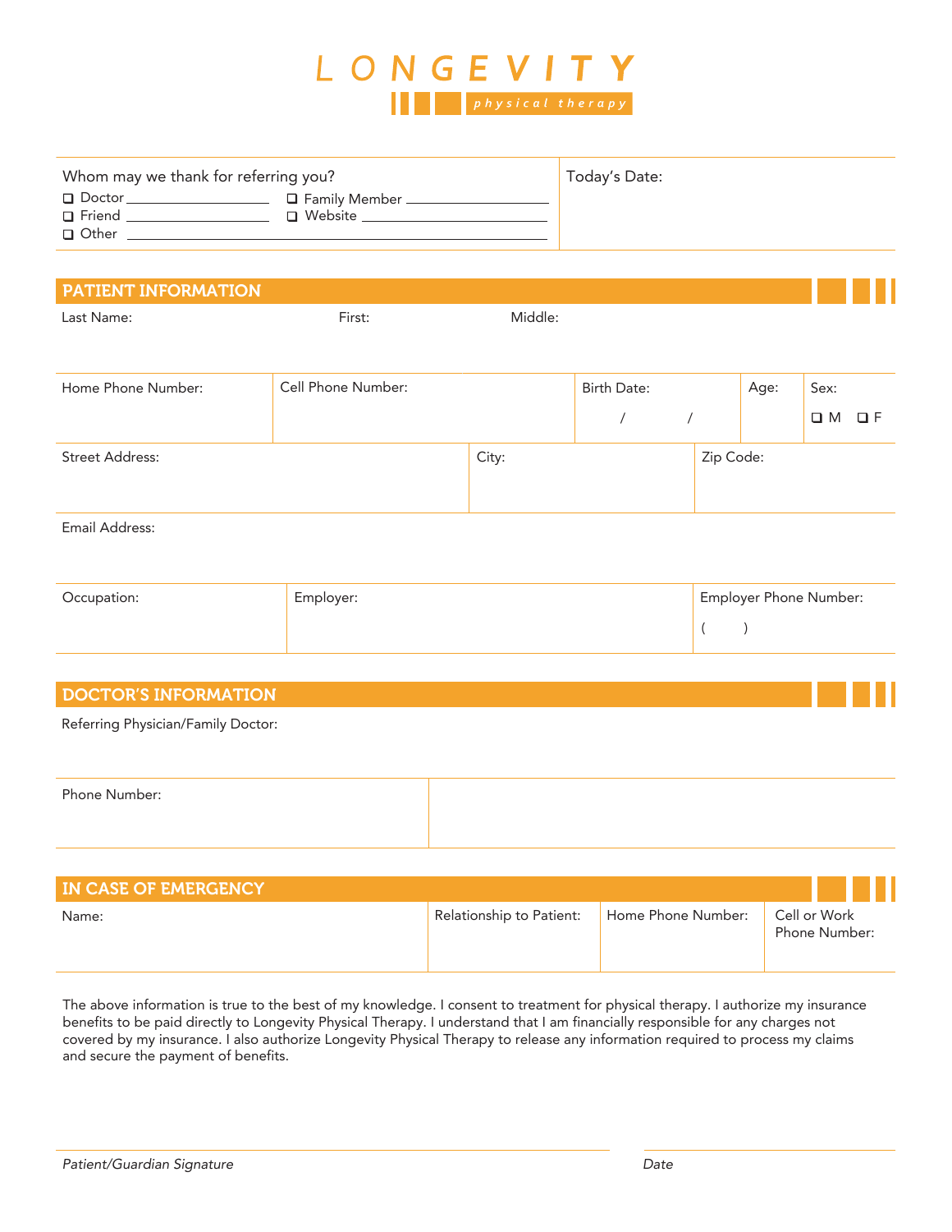# LONGEVITY

physical therapy

| Whom may we thank for referring you? | Today's Date: |
|---|---|
| ☐ Doctor ________ ☐ Family Member ________ | |
| ☐ Friend ________ ☐ Website ________ | |
| ☐ Other ________ | |

## PATIENT INFORMATION

| Last Name: | First: | Middle: |
|---|---|---|
| | | |

| Home Phone Number: | Cell Phone Number: | Birth Date: | Age: | Sex: |
|---|---|---|---|---|
| | | / / | | ☐ M ☐ F |

| Street Address: | City: | Zip Code: |
|---|---|---|
| | | |

Email Address:

| Occupation: | Employer: | Employer Phone Number: |
|---|---|---|
| | | ( ) |

## DOCTOR'S INFORMATION

Referring Physician/Family Doctor:

| Phone Number: | |
|---|---|
| | |

## IN CASE OF EMERGENCY

| Name: | Relationship to Patient: | Home Phone Number: | Cell or Work Phone Number: |
|---|---|---|---|
| | | | |

The above information is true to the best of my knowledge. I consent to treatment for physical therapy. I authorize my insurance benefits to be paid directly to Longevity Physical Therapy. I understand that I am financially responsible for any charges not covered by my insurance. I also authorize Longevity Physical Therapy to release any information required to process my claims and secure the payment of benefits.

________________________________________ ____________________

*Patient/Guardian Signature* *Date*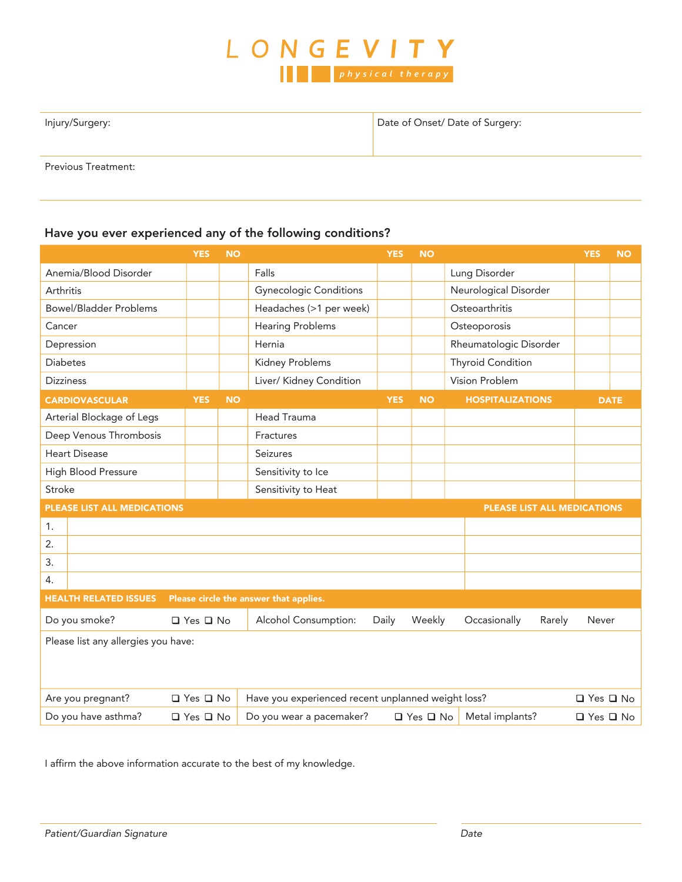# LONGEVITY

physical therapy

| Injury/Surgery: | Date of Onset/ Date of Surgery: |
| --- | --- |

Previous Treatment:

## Have you ever experienced any of the following conditions?

| | YES | NO | | YES | NO | | YES | NO |
| --- | --- | --- | --- | --- | --- | --- | --- | --- |
| Anemia/Blood Disorder | | | Falls | | | Lung Disorder | | |
| Arthritis | | | Gynecologic Conditions | | | Neurological Disorder | | |
| Bowel/Bladder Problems | | | Headaches (>1 per week) | | | Osteoarthritis | | |
| Cancer | | | Hearing Problems | | | Osteoporosis | | |
| Depression | | | Hernia | | | Rheumatologic Disorder | | |
| Diabetes | | | Kidney Problems | | | Thyroid Condition | | |
| Dizziness | | | Liver/ Kidney Condition | | | Vision Problem | | |
| **CARDIOVASCULAR** | **YES** | **NO** | | **YES** | **NO** | **HOSPITALIZATIONS** | | **DATE** |
| Arterial Blockage of Legs | | | Head Trauma | | | | | |
| Deep Venous Thrombosis | | | Fractures | | | | | |
| Heart Disease | | | Seizures | | | | | |
| High Blood Pressure | | | Sensitivity to Ice | | | | | |
| Stroke | | | Sensitivity to Heat | | | | | |

| PLEASE LIST ALL MEDICATIONS | PLEASE LIST ALL MEDICATIONS |
| --- | --- |
| 1. | |
| 2. | |
| 3. | |
| 4. | |

**HEALTH RELATED ISSUES** **Please circle the answer that applies.**

Do you smoke? ❑ Yes ❑ No

Alcohol Consumption: Daily Weekly Occasionally Rarely Never

Please list any allergies you have:

Are you pregnant? ❑ Yes ❑ No

Have you experienced recent unplanned weight loss? ❑ Yes ❑ No

Do you have asthma? ❑ Yes ❑ No

Do you wear a pacemaker? ❑ Yes ❑ No

Metal implants? ❑ Yes ❑ No

I affirm the above information accurate to the best of my knowledge.

*Patient/Guardian Signature* *Date*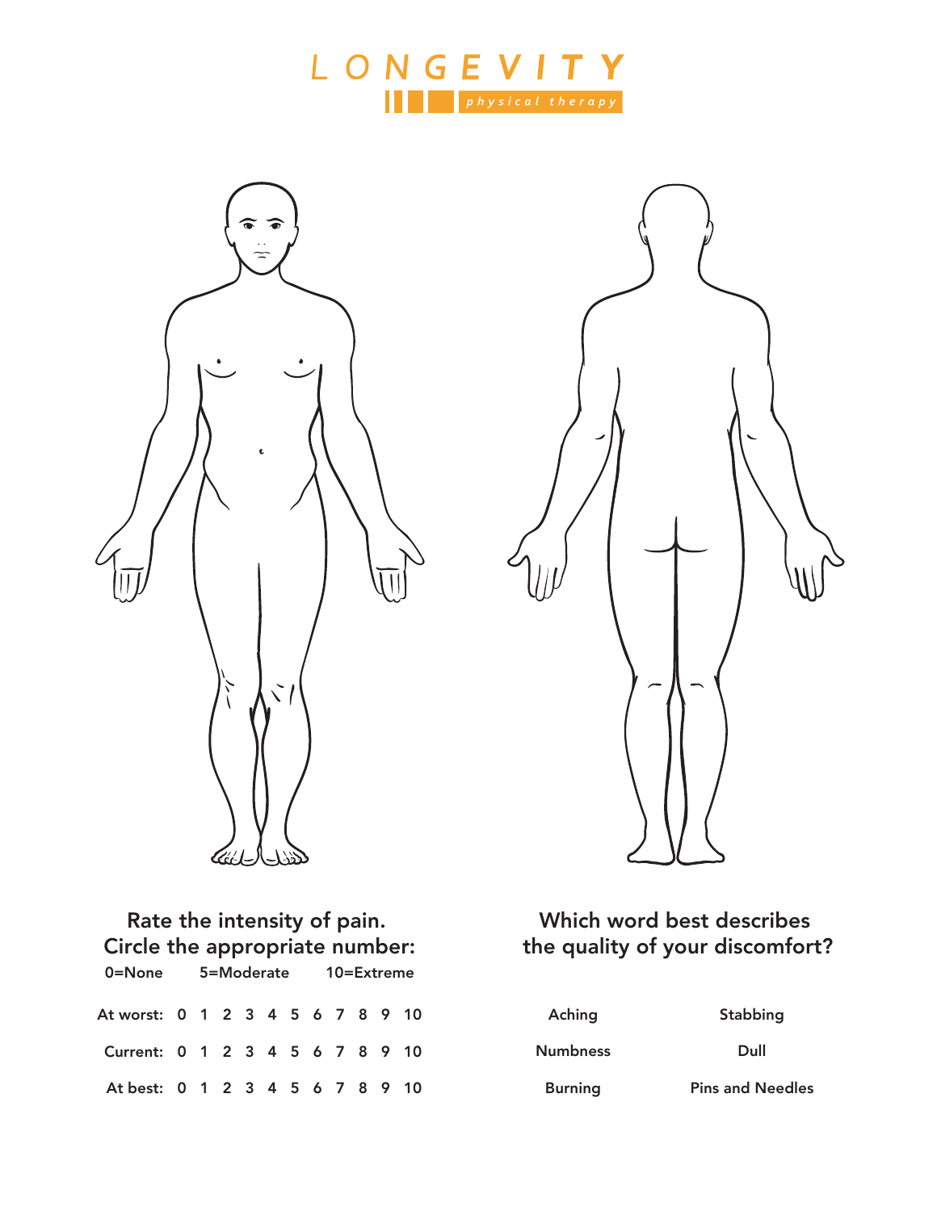LONGEVITY

physical therapy

## Rate the intensity of pain. Circle the appropriate number:

0=None 5=Moderate 10=Extreme

| | | | | | | | | | | | |
|---|---|---|---|---|---|---|---|---|---|---|---|
| At worst: | 0 | 1 | 2 | 3 | 4 | 5 | 6 | 7 | 8 | 9 | 10 |
| Current: | 0 | 1 | 2 | 3 | 4 | 5 | 6 | 7 | 8 | 9 | 10 |
| At best: | 0 | 1 | 2 | 3 | 4 | 5 | 6 | 7 | 8 | 9 | 10 |

## Which word best describes the quality of your discomfort?

| | |
|---|---|
| Aching | Stabbing |
| Numbness | Dull |
| Burning | Pins and Needles |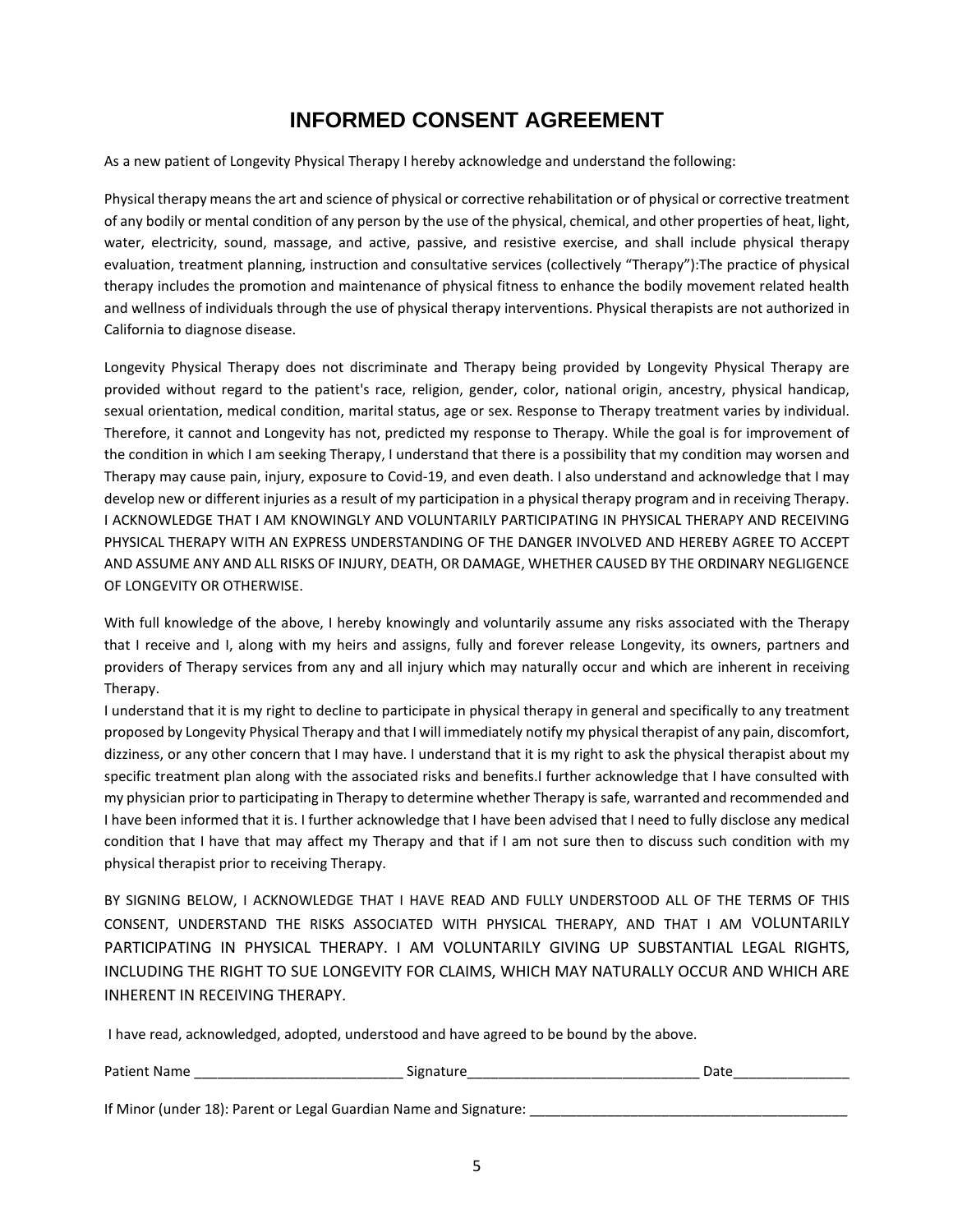# INFORMED CONSENT AGREEMENT

As a new patient of Longevity Physical Therapy I hereby acknowledge and understand the following:

Physical therapy means the art and science of physical or corrective rehabilitation or of physical or corrective treatment of any bodily or mental condition of any person by the use of the physical, chemical, and other properties of heat, light, water, electricity, sound, massage, and active, passive, and resistive exercise, and shall include physical therapy evaluation, treatment planning, instruction and consultative services (collectively "Therapy"):The practice of physical therapy includes the promotion and maintenance of physical fitness to enhance the bodily movement related health and wellness of individuals through the use of physical therapy interventions. Physical therapists are not authorized in California to diagnose disease.

Longevity Physical Therapy does not discriminate and Therapy being provided by Longevity Physical Therapy are provided without regard to the patient's race, religion, gender, color, national origin, ancestry, physical handicap, sexual orientation, medical condition, marital status, age or sex. Response to Therapy treatment varies by individual. Therefore, it cannot and Longevity has not, predicted my response to Therapy. While the goal is for improvement of the condition in which I am seeking Therapy, I understand that there is a possibility that my condition may worsen and Therapy may cause pain, injury, exposure to Covid-19, and even death. I also understand and acknowledge that I may develop new or different injuries as a result of my participation in a physical therapy program and in receiving Therapy. I ACKNOWLEDGE THAT I AM KNOWINGLY AND VOLUNTARILY PARTICIPATING IN PHYSICAL THERAPY AND RECEIVING PHYSICAL THERAPY WITH AN EXPRESS UNDERSTANDING OF THE DANGER INVOLVED AND HEREBY AGREE TO ACCEPT AND ASSUME ANY AND ALL RISKS OF INJURY, DEATH, OR DAMAGE, WHETHER CAUSED BY THE ORDINARY NEGLIGENCE OF LONGEVITY OR OTHERWISE.

With full knowledge of the above, I hereby knowingly and voluntarily assume any risks associated with the Therapy that I receive and I, along with my heirs and assigns, fully and forever release Longevity, its owners, partners and providers of Therapy services from any and all injury which may naturally occur and which are inherent in receiving Therapy.

I understand that it is my right to decline to participate in physical therapy in general and specifically to any treatment proposed by Longevity Physical Therapy and that I will immediately notify my physical therapist of any pain, discomfort, dizziness, or any other concern that I may have. I understand that it is my right to ask the physical therapist about my specific treatment plan along with the associated risks and benefits.I further acknowledge that I have consulted with my physician prior to participating in Therapy to determine whether Therapy is safe, warranted and recommended and I have been informed that it is. I further acknowledge that I have been advised that I need to fully disclose any medical condition that I have that may affect my Therapy and that if I am not sure then to discuss such condition with my physical therapist prior to receiving Therapy.

BY SIGNING BELOW, I ACKNOWLEDGE THAT I HAVE READ AND FULLY UNDERSTOOD ALL OF THE TERMS OF THIS CONSENT, UNDERSTAND THE RISKS ASSOCIATED WITH PHYSICAL THERAPY, AND THAT I AM VOLUNTARILY PARTICIPATING IN PHYSICAL THERAPY. I AM VOLUNTARILY GIVING UP SUBSTANTIAL LEGAL RIGHTS, INCLUDING THE RIGHT TO SUE LONGEVITY FOR CLAIMS, WHICH MAY NATURALLY OCCUR AND WHICH ARE INHERENT IN RECEIVING THERAPY.

I have read, acknowledged, adopted, understood and have agreed to be bound by the above.

Patient Name ___________________________ Signature______________________________ Date_______________

If Minor (under 18): Parent or Legal Guardian Name and Signature: _________________________________________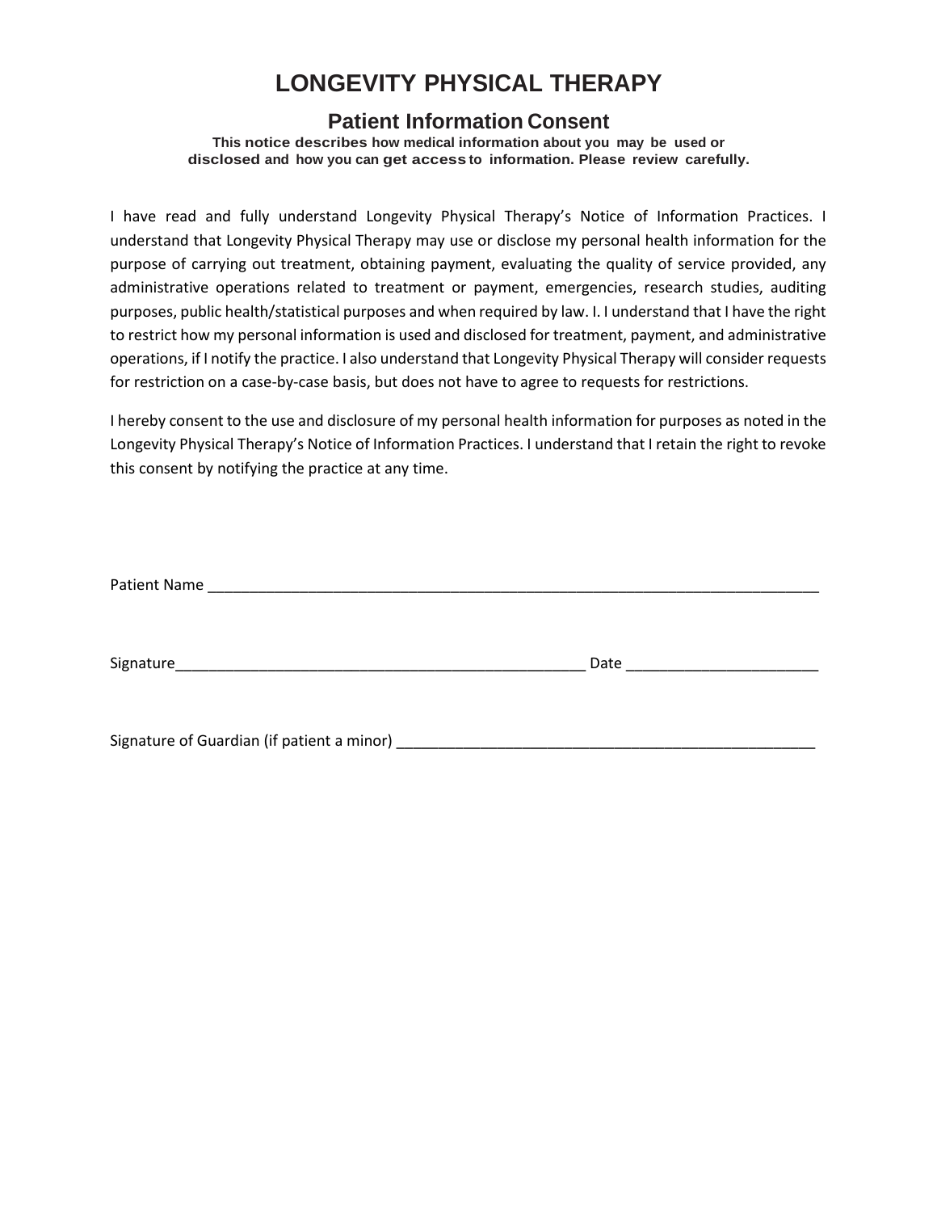# LONGEVITY PHYSICAL THERAPY

## Patient Information Consent

**This notice describes how medical information about you may be used or disclosed and how you can get access to information. Please review carefully.**

I have read and fully understand Longevity Physical Therapy's Notice of Information Practices. I understand that Longevity Physical Therapy may use or disclose my personal health information for the purpose of carrying out treatment, obtaining payment, evaluating the quality of service provided, any administrative operations related to treatment or payment, emergencies, research studies, auditing purposes, public health/statistical purposes and when required by law. I. I understand that I have the right to restrict how my personal information is used and disclosed for treatment, payment, and administrative operations, if I notify the practice. I also understand that Longevity Physical Therapy will consider requests for restriction on a case-by-case basis, but does not have to agree to requests for restrictions.

I hereby consent to the use and disclosure of my personal health information for purposes as noted in the Longevity Physical Therapy's Notice of Information Practices. I understand that I retain the right to revoke this consent by notifying the practice at any time.

Patient Name ___________________________________________________________________________

Signature__________________________________________________ Date _______________________

Signature of Guardian (if patient a minor) ___________________________________________________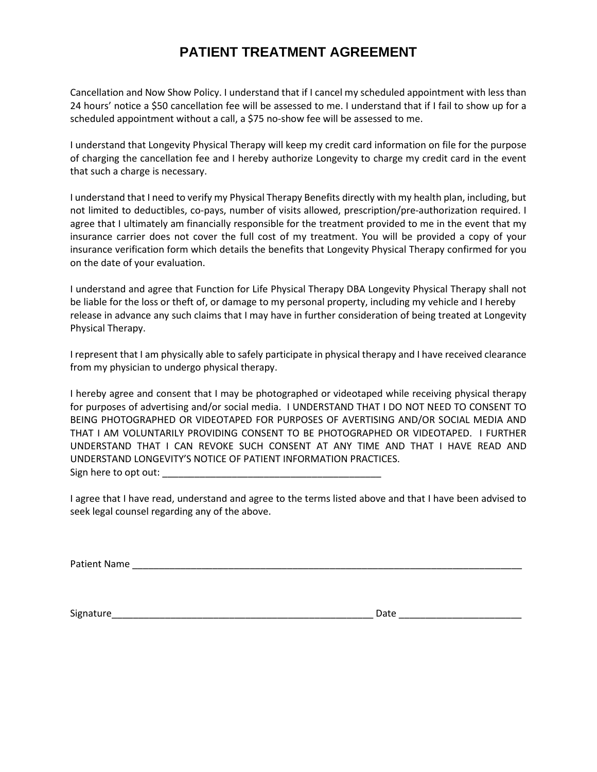# PATIENT TREATMENT AGREEMENT

Cancellation and Now Show Policy. I understand that if I cancel my scheduled appointment with less than 24 hours' notice a $50 cancellation fee will be assessed to me. I understand that if I fail to show up for a scheduled appointment without a call, a $75 no-show fee will be assessed to me.

I understand that Longevity Physical Therapy will keep my credit card information on file for the purpose of charging the cancellation fee and I hereby authorize Longevity to charge my credit card in the event that such a charge is necessary.

I understand that I need to verify my Physical Therapy Benefits directly with my health plan, including, but not limited to deductibles, co-pays, number of visits allowed, prescription/pre-authorization required. I agree that I ultimately am financially responsible for the treatment provided to me in the event that my insurance carrier does not cover the full cost of my treatment. You will be provided a copy of your insurance verification form which details the benefits that Longevity Physical Therapy confirmed for you on the date of your evaluation.

I understand and agree that Function for Life Physical Therapy DBA Longevity Physical Therapy shall not be liable for the loss or theft of, or damage to my personal property, including my vehicle and I hereby release in advance any such claims that I may have in further consideration of being treated at Longevity Physical Therapy.

I represent that I am physically able to safely participate in physical therapy and I have received clearance from my physician to undergo physical therapy.

I hereby agree and consent that I may be photographed or videotaped while receiving physical therapy for purposes of advertising and/or social media. I UNDERSTAND THAT I DO NOT NEED TO CONSENT TO BEING PHOTOGRAPHED OR VIDEOTAPED FOR PURPOSES OF AVERTISING AND/OR SOCIAL MEDIA AND THAT I AM VOLUNTARILY PROVIDING CONSENT TO BE PHOTOGRAPHED OR VIDEOTAPED. I FURTHER UNDERSTAND THAT I CAN REVOKE SUCH CONSENT AT ANY TIME AND THAT I HAVE READ AND UNDERSTAND LONGEVITY'S NOTICE OF PATIENT INFORMATION PRACTICES.
Sign here to opt out: ___________________________________________

I agree that I have read, understand and agree to the terms listed above and that I have been advised to seek legal counsel regarding any of the above.

Patient Name ______________________________________________________________________________

Signature___________________________________________________ Date _______________________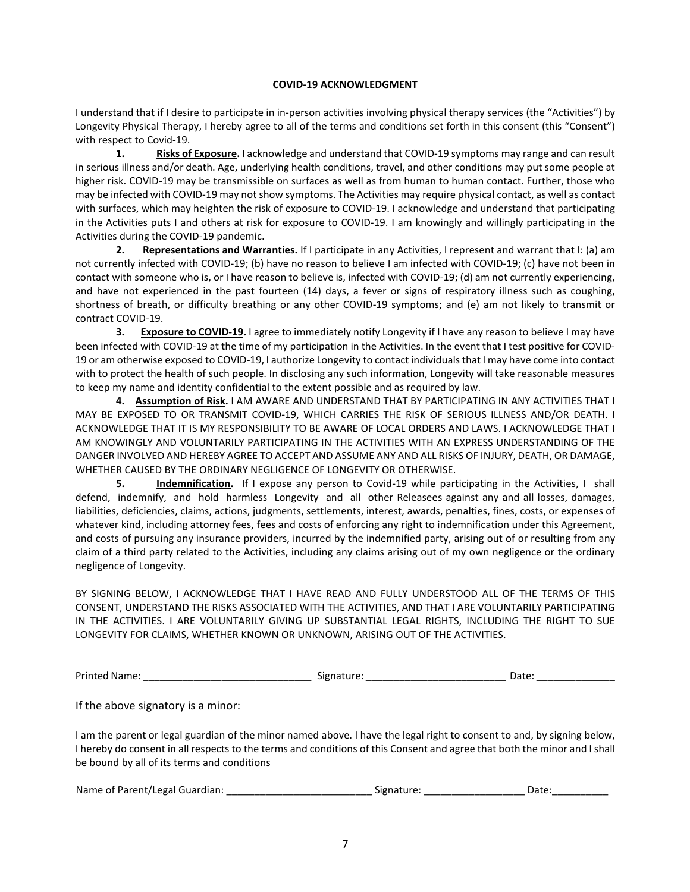**COVID-19 ACKNOWLEDGMENT**

I understand that if I desire to participate in in-person activities involving physical therapy services (the "Activities") by Longevity Physical Therapy, I hereby agree to all of the terms and conditions set forth in this consent (this "Consent") with respect to Covid-19.

**1. Risks of Exposure.** I acknowledge and understand that COVID-19 symptoms may range and can result in serious illness and/or death. Age, underlying health conditions, travel, and other conditions may put some people at higher risk. COVID-19 may be transmissible on surfaces as well as from human to human contact. Further, those who may be infected with COVID-19 may not show symptoms. The Activities may require physical contact, as well as contact with surfaces, which may heighten the risk of exposure to COVID-19. I acknowledge and understand that participating in the Activities puts I and others at risk for exposure to COVID-19. I am knowingly and willingly participating in the Activities during the COVID-19 pandemic.

**2. Representations and Warranties.** If I participate in any Activities, I represent and warrant that I: (a) am not currently infected with COVID-19; (b) have no reason to believe I am infected with COVID-19; (c) have not been in contact with someone who is, or I have reason to believe is, infected with COVID-19; (d) am not currently experiencing, and have not experienced in the past fourteen (14) days, a fever or signs of respiratory illness such as coughing, shortness of breath, or difficulty breathing or any other COVID-19 symptoms; and (e) am not likely to transmit or contract COVID-19.

**3. Exposure to COVID-19.** I agree to immediately notify Longevity if I have any reason to believe I may have been infected with COVID-19 at the time of my participation in the Activities. In the event that I test positive for COVID-19 or am otherwise exposed to COVID-19, I authorize Longevity to contact individuals that I may have come into contact with to protect the health of such people. In disclosing any such information, Longevity will take reasonable measures to keep my name and identity confidential to the extent possible and as required by law.

**4. Assumption of Risk.** I AM AWARE AND UNDERSTAND THAT BY PARTICIPATING IN ANY ACTIVITIES THAT I MAY BE EXPOSED TO OR TRANSMIT COVID-19, WHICH CARRIES THE RISK OF SERIOUS ILLNESS AND/OR DEATH. I ACKNOWLEDGE THAT IT IS MY RESPONSIBILITY TO BE AWARE OF LOCAL ORDERS AND LAWS. I ACKNOWLEDGE THAT I AM KNOWINGLY AND VOLUNTARILY PARTICIPATING IN THE ACTIVITIES WITH AN EXPRESS UNDERSTANDING OF THE DANGER INVOLVED AND HEREBY AGREE TO ACCEPT AND ASSUME ANY AND ALL RISKS OF INJURY, DEATH, OR DAMAGE, WHETHER CAUSED BY THE ORDINARY NEGLIGENCE OF LONGEVITY OR OTHERWISE.

**5. Indemnification.** If I expose any person to Covid-19 while participating in the Activities, I shall defend, indemnify, and hold harmless Longevity and all other Releasees against any and all losses, damages, liabilities, deficiencies, claims, actions, judgments, settlements, interest, awards, penalties, fines, costs, or expenses of whatever kind, including attorney fees, fees and costs of enforcing any right to indemnification under this Agreement, and costs of pursuing any insurance providers, incurred by the indemnified party, arising out of or resulting from any claim of a third party related to the Activities, including any claims arising out of my own negligence or the ordinary negligence of Longevity.

BY SIGNING BELOW, I ACKNOWLEDGE THAT I HAVE READ AND FULLY UNDERSTOOD ALL OF THE TERMS OF THIS CONSENT, UNDERSTAND THE RISKS ASSOCIATED WITH THE ACTIVITIES, AND THAT I ARE VOLUNTARILY PARTICIPATING IN THE ACTIVITIES. I ARE VOLUNTARILY GIVING UP SUBSTANTIAL LEGAL RIGHTS, INCLUDING THE RIGHT TO SUE LONGEVITY FOR CLAIMS, WHETHER KNOWN OR UNKNOWN, ARISING OUT OF THE ACTIVITIES.

Printed Name: _____________________________ Signature: ________________________ Date: _____________

If the above signatory is a minor:

I am the parent or legal guardian of the minor named above. I have the legal right to consent to and, by signing below, I hereby do consent in all respects to the terms and conditions of this Consent and agree that both the minor and I shall be bound by all of its terms and conditions

Name of Parent/Legal Guardian: _________________________ Signature: _________________ Date:__________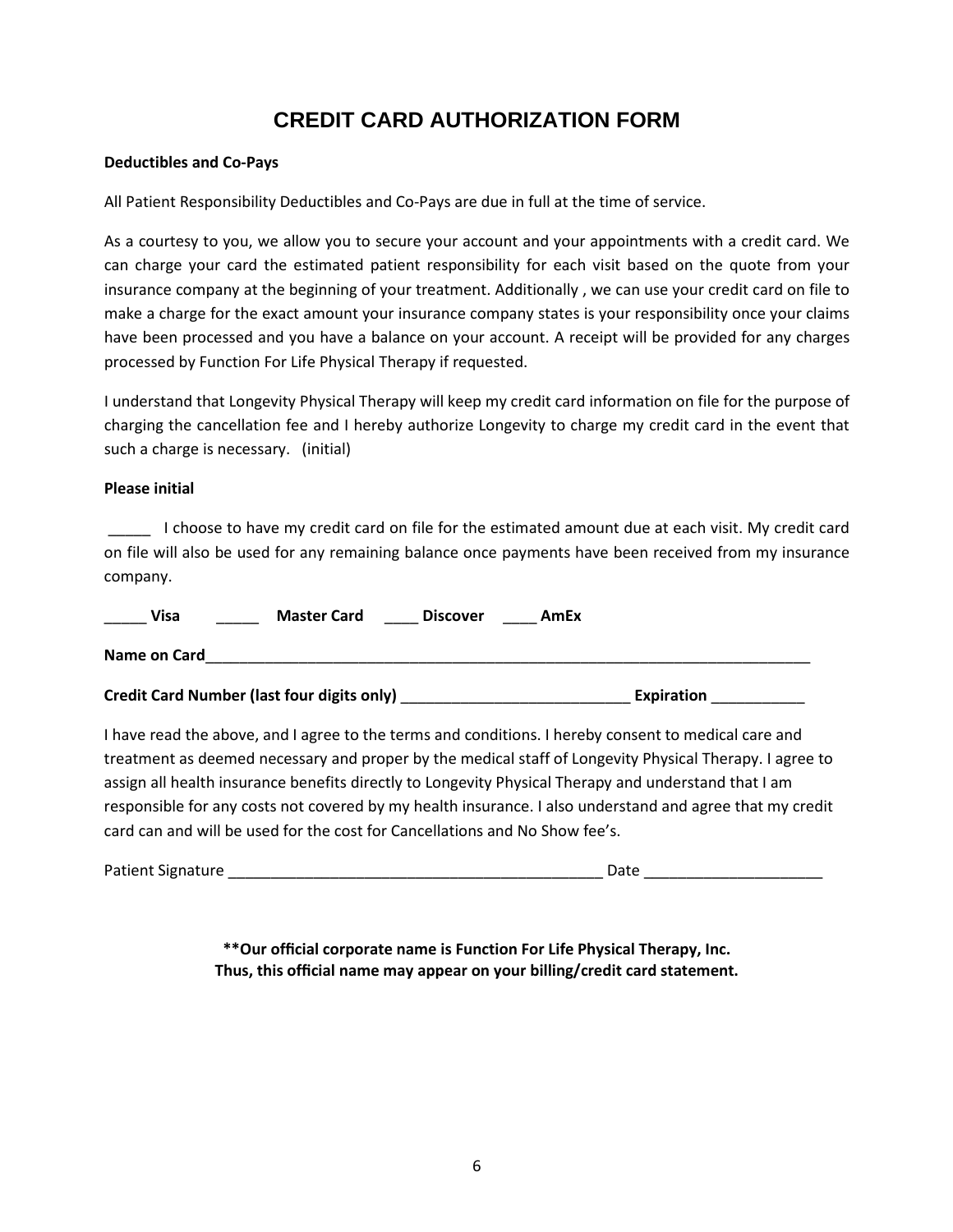# CREDIT CARD AUTHORIZATION FORM

**Deductibles and Co-Pays**

All Patient Responsibility Deductibles and Co-Pays are due in full at the time of service.

As a courtesy to you, we allow you to secure your account and your appointments with a credit card. We can charge your card the estimated patient responsibility for each visit based on the quote from your insurance company at the beginning of your treatment. Additionally , we can use your credit card on file to make a charge for the exact amount your insurance company states is your responsibility once your claims have been processed and you have a balance on your account. A receipt will be provided for any charges processed by Function For Life Physical Therapy if requested.

I understand that Longevity Physical Therapy will keep my credit card information on file for the purpose of charging the cancellation fee and I hereby authorize Longevity to charge my credit card in the event that such a charge is necessary. (initial)

**Please initial**

_____ I choose to have my credit card on file for the estimated amount due at each visit. My credit card on file will also be used for any remaining balance once payments have been received from my insurance company.

**_____ Visa** _____ **Master Card** **____ Discover** **____ AmEx**

**Name on Card**___________________________________________________________________________

**Credit Card Number (last four digits only)** ____________________________ **Expiration** ___________

I have read the above, and I agree to the terms and conditions. I hereby consent to medical care and treatment as deemed necessary and proper by the medical staff of Longevity Physical Therapy. I agree to assign all health insurance benefits directly to Longevity Physical Therapy and understand that I am responsible for any costs not covered by my health insurance. I also understand and agree that my credit card can and will be used for the cost for Cancellations and No Show fee's.

Patient Signature ______________________________________________ Date ______________________

**\*\*Our official corporate name is Function For Life Physical Therapy, Inc.**
**Thus, this official name may appear on your billing/credit card statement.**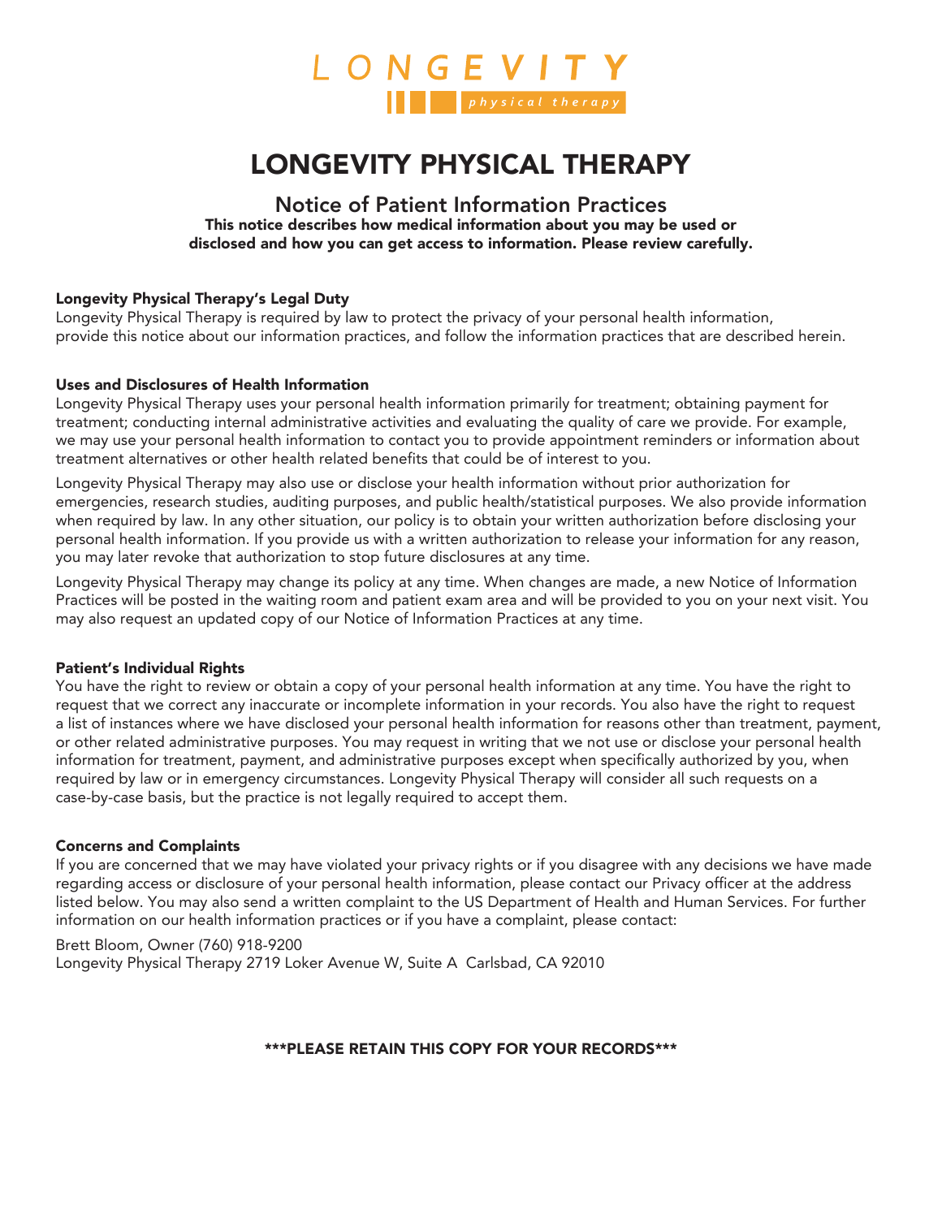LONGEVITY
physical therapy

# LONGEVITY PHYSICAL THERAPY

## Notice of Patient Information Practices

**This notice describes how medical information about you may be used or disclosed and how you can get access to information. Please review carefully.**

**Longevity Physical Therapy's Legal Duty**

Longevity Physical Therapy is required by law to protect the privacy of your personal health information, provide this notice about our information practices, and follow the information practices that are described herein.

**Uses and Disclosures of Health Information**

Longevity Physical Therapy uses your personal health information primarily for treatment; obtaining payment for treatment; conducting internal administrative activities and evaluating the quality of care we provide. For example, we may use your personal health information to contact you to provide appointment reminders or information about treatment alternatives or other health related benefits that could be of interest to you.

Longevity Physical Therapy may also use or disclose your health information without prior authorization for emergencies, research studies, auditing purposes, and public health/statistical purposes. We also provide information when required by law. In any other situation, our policy is to obtain your written authorization before disclosing your personal health information. If you provide us with a written authorization to release your information for any reason, you may later revoke that authorization to stop future disclosures at any time.

Longevity Physical Therapy may change its policy at any time. When changes are made, a new Notice of Information Practices will be posted in the waiting room and patient exam area and will be provided to you on your next visit. You may also request an updated copy of our Notice of Information Practices at any time.

**Patient's Individual Rights**

You have the right to review or obtain a copy of your personal health information at any time. You have the right to request that we correct any inaccurate or incomplete information in your records. You also have the right to request a list of instances where we have disclosed your personal health information for reasons other than treatment, payment, or other related administrative purposes. You may request in writing that we not use or disclose your personal health information for treatment, payment, and administrative purposes except when specifically authorized by you, when required by law or in emergency circumstances. Longevity Physical Therapy will consider all such requests on a case-by-case basis, but the practice is not legally required to accept them.

**Concerns and Complaints**

If you are concerned that we may have violated your privacy rights or if you disagree with any decisions we have made regarding access or disclosure of your personal health information, please contact our Privacy officer at the address listed below. You may also send a written complaint to the US Department of Health and Human Services. For further information on our health information practices or if you have a complaint, please contact:

Brett Bloom, Owner (760) 918-9200
Longevity Physical Therapy 2719 Loker Avenue W, Suite A Carlsbad, CA 92010

**\*\*\*PLEASE RETAIN THIS COPY FOR YOUR RECORDS\*\*\***